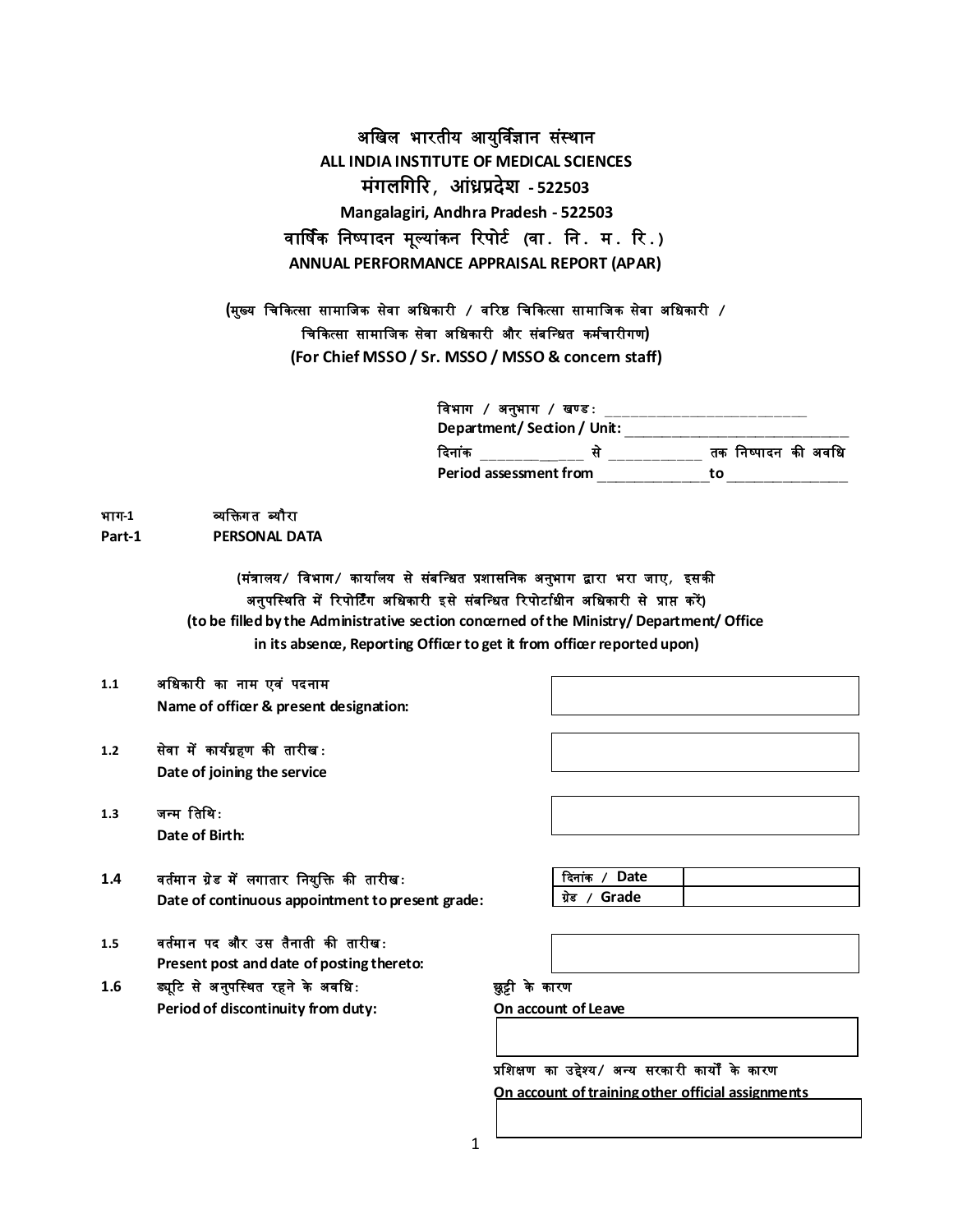# अखिल भारतीय आयुर्विज्ञान संस्थान
# ALL INDIA INSTITUTE OF MEDICAL SCIENCES
## मंगलगिरि, आंध्रप्रदेश - 522503
## Mangalagiri, Andhra Pradesh - 522503
## वार्षिक निष्पादन मूल्यांकन रिपोर्ट (वा. नि. म. रि.)
## ANNUAL PERFORMANCE APPRAISAL REPORT (APAR)

**(मुख्य चिकित्सा सामाजिक सेवा अधिकारी / वरिष्ठ चिकित्सा सामाजिक सेवा अधिकारी / चिकित्सा सामाजिक सेवा अधिकारी और संबन्धित कर्मचारीगण)**
**(For Chief MSSO / Sr. MSSO / MSSO & concern staff)**

विभाग / अनुभाग / खण्ड: ____________________________
**Department/ Section / Unit:** ____________________________
दिनांक ______________ से ____________ तक निष्पादन की अवधि
**Period assessment from** ______________ **to** ______________

भाग-1 व्यक्तिगत ब्यौरा
**Part-1 PERSONAL DATA**

(मंत्रालय/ विभाग/ कार्यालय से संबन्धित प्रशासनिक अनुभाग द्वारा भरा जाए, इसकी अनुपस्थिति में रिपोर्टिंग अधिकारी इसे संबन्धित रिपोर्टाधीन अधिकारी से प्राप्त करें)
**(to be filled by the Administrative section concerned of the Ministry/ Department/ Office in its absence, Reporting Officer to get it from officer reported upon)**

1.1 अधिकारी का नाम एवं पदनाम
**Name of officer & present designation:** ____________________

1.2 सेवा में कार्यग्रहण की तारीख:
**Date of joining the service** ____________________

1.3 जन्म तिथि:
**Date of Birth:** ____________________

1.4 वर्तमान ग्रेड में लगातार नियुक्ति की तारीख:
**Date of continuous appointment to present grade:**

| दिनांक / **Date** | |
|---|---|
| ग्रेड / **Grade** | |

1.5 वर्तमान पद और उस तैनाती की तारीख:
**Present post and date of posting thereto:** ____________________

1.6 ड्यूटि से अनुपस्थित रहने के अवधि:
**Period of discontinuity from duty:**

छुट्टी के कारण
**On account of Leave**
____________________

प्रशिक्षण का उद्देश्य/ अन्य सरकारी कार्यों के कारण
**On account of training other official assignments**
____________________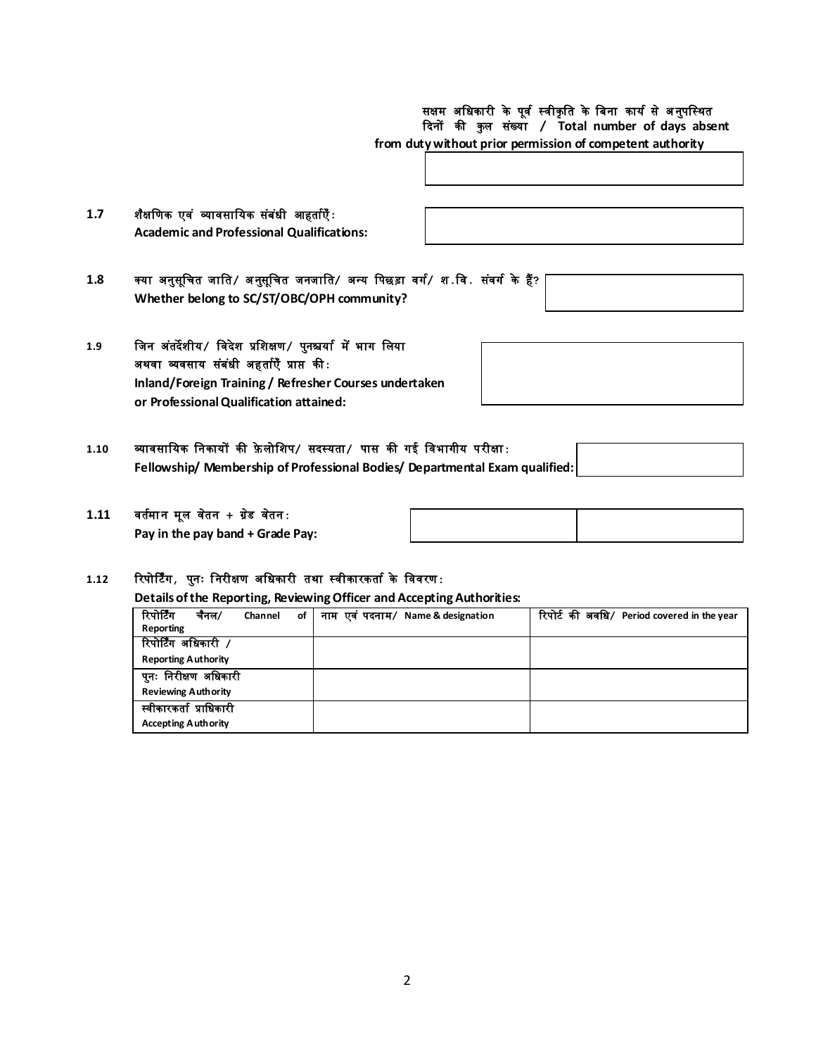सक्षम अधिकारी के पूर्व स्वीकृति के बिना कार्य से अनुपस्थित दिनों की कुल संख्या / **Total number of days absent from duty without prior permission of competent authority**

**1.7** शैक्षणिक एवं व्यावसायिक संबंधी आहर्ताएँ:
**Academic and Professional Qualifications:**

**1.8** क्या अनुसूचित जाति/ अनुसूचित जनजाति/ अन्य पिछड़ा वर्ग/ श.वि. संवर्ग के हैं?
**Whether belong to SC/ST/OBC/OPH community?**

**1.9** जिन अंतर्देशीय/ विदेश प्रशिक्षण/ पुनश्चर्या में भाग लिया अथवा व्यवसाय संबंधी अहर्ताएँ प्राप्त की:
**Inland/Foreign Training / Refresher Courses undertaken or Professional Qualification attained:**

**1.10** व्यावसायिक निकायों की फ़ेलोशिप/ सदस्यता/ पास की गई विभागीय परीक्षा:
**Fellowship/ Membership of Professional Bodies/ Departmental Exam qualified:**

**1.11** वर्तमान मूल वेतन + ग्रेड वेतन:
**Pay in the pay band + Grade Pay:**

**1.12** रिपोर्टिंग, पुनः निरीक्षण अधिकारी तथा स्वीकारकर्ता के विवरण:
**Details of the Reporting, Reviewing Officer and Accepting Authorities:**

| रिपोर्टिंग चैनल/ Channel of Reporting | नाम एवं पदनाम/ Name & designation | रिपोर्ट की अवधि/ Period covered in the year |
|---|---|---|
| रिपोर्टिंग अधिकारी / Reporting Authority | | |
| पुनः निरीक्षण अधिकारी Reviewing Authority | | |
| स्वीकारकर्ता प्राधिकारी Accepting Authority | | |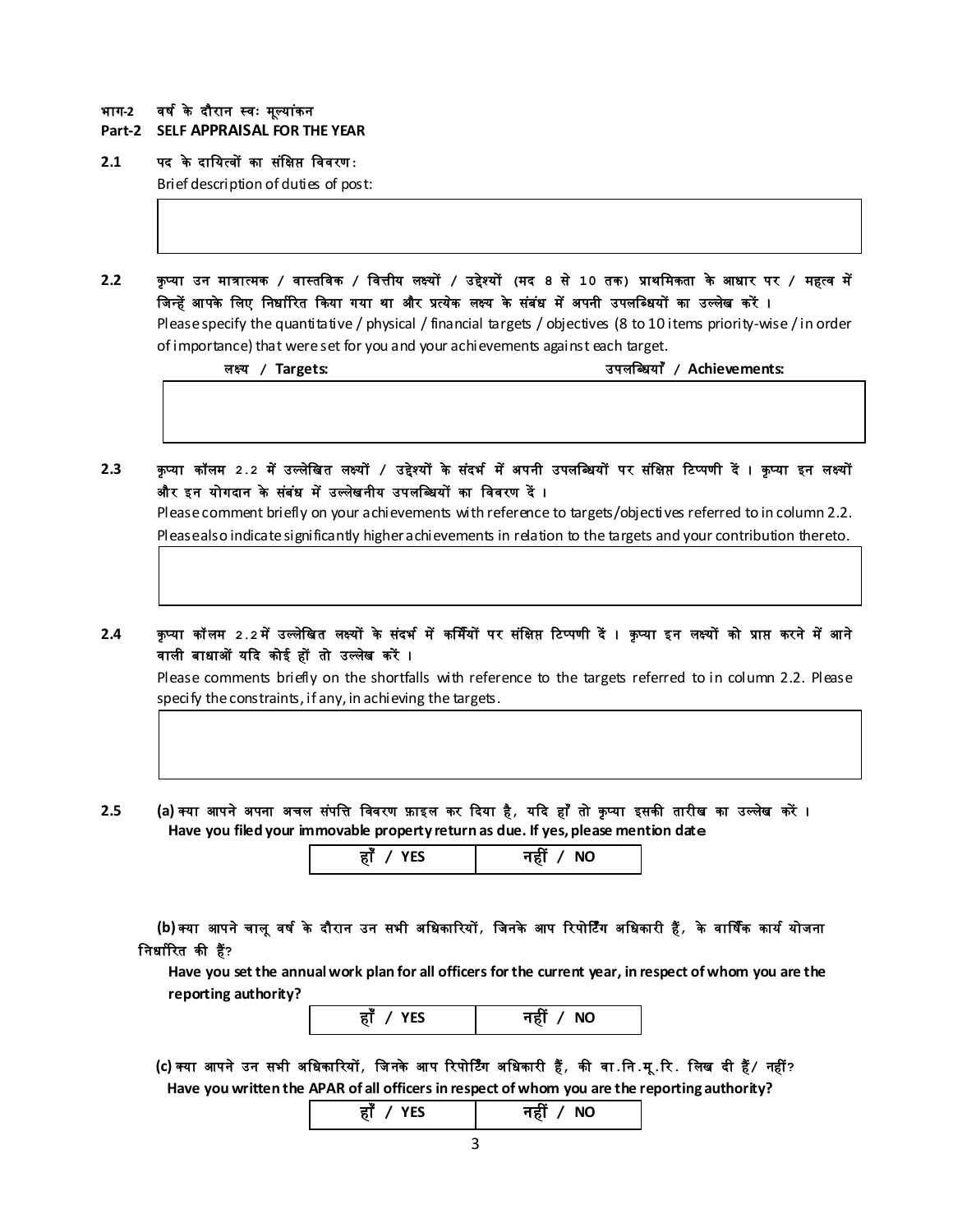## भाग-2 वर्ष के दौरान स्वः मूल्यांकन
## Part-2 SELF APPRAISAL FOR THE YEAR

**2.1 पद के दायित्वों का संक्षिप्त विवरण:**

Brief description of duties of post:

|  |
|---|
|  |

**2.2 कृप्या उन मात्रात्मक / वास्तविक / वित्तीय लक्ष्यों / उद्देश्यों (मद 8 से 10 तक) प्राथमिकता के आधार पर / महत्व में जिन्हें आपके लिए निर्धारित किया गया था और प्रत्येक लक्ष्य के संबंध में अपनी उपलब्धियों का उल्लेख करें ।**

Please specify the quantitative / physical / financial targets / objectives (8 to 10 items priority-wise / in order of importance) that were set for you and your achievements against each target.

| लक्ष्य / **Targets:** | उपलब्धियाँ / **Achievements:** |
|---|---|
|  |  |

**2.3 कृप्या कॉलम 2.2 में उल्लेखित लक्ष्यों / उद्देश्यों के संदर्भ में अपनी उपलब्धियों पर संक्षिप्त टिप्पणी दें । कृप्या इन लक्ष्यों और इन योगदान के संबंध में उल्लेखनीय उपलब्धियों का विवरण दें ।**

Please comment briefly on your achievements with reference to targets/objectives referred to in column 2.2. Please also indicate significantly higher achievements in relation to the targets and your contribution thereto.

|  |
|---|
|  |

**2.4 कृप्या कॉलम 2.2 में उल्लेखित लक्ष्यों के संदर्भ में कमियों पर संक्षिप्त टिप्पणी दें । कृप्या इन लक्ष्यों को प्राप्त करने में आने वाली बाधाओं यदि कोई हों तो उल्लेख करें ।**

Please comments briefly on the shortfalls with reference to the targets referred to in column 2.2. Please specify the constraints, if any, in achieving the targets.

|  |
|---|
|  |

**2.5 (a) क्या आपने अपना अचल संपत्ति विवरण फ़ाइल कर दिया है, यदि हाँ तो कृप्या इसकी तारीख का उल्लेख करें ।**
**Have you filed your immovable property return as due. If yes, please mention date**

| हाँ / YES | नहीं / NO |
|---|---|

**(b) क्या आपने चालू वर्ष के दौरान उन सभी अधिकारियों, जिनके आप रिपोर्टिंग अधिकारी हैं, के वार्षिक कार्य योजना निर्धारित की हैं?**
**Have you set the annual work plan for all officers for the current year, in respect of whom you are the reporting authority?**

| हाँ / YES | नहीं / NO |
|---|---|

**(c) क्या आपने उन सभी अधिकारियों, जिनके आप रिपोर्टिंग अधिकारी हैं, की वा.नि.मू.रि. लिख दी हैं/ नहीं?**
**Have you written the APAR of all officers in respect of whom you are the reporting authority?**

| हाँ / YES | नहीं / NO |
|---|---|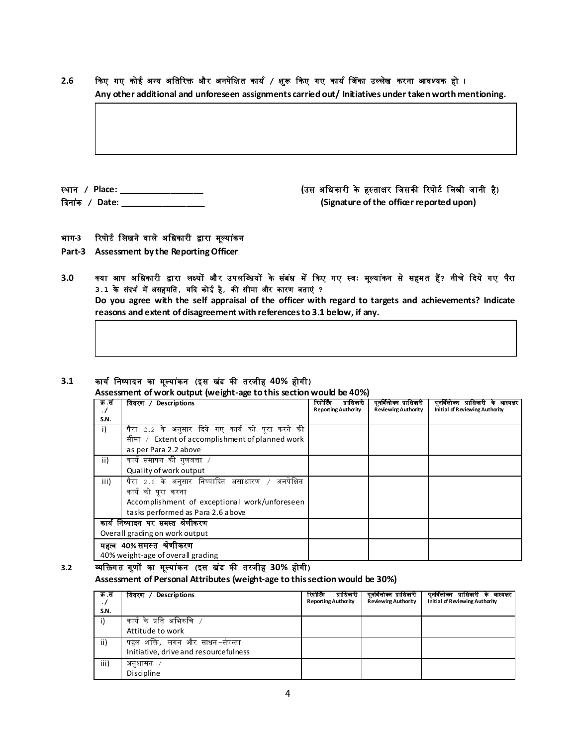**2.6 किए गए कोई अन्य अतिरिक्त और अनपेक्षित कार्य / शुरू किए गए कार्य जिंका उल्लेख करना आवश्यक हो ।**
**Any other additional and unforeseen assignments carried out/ Initiatives under taken worth mentioning.**

| |
|---|
| |

स्थान / **Place:** ___________________ **(उस अधिकारी के हस्ताक्षर जिसकी रिपोर्ट लिखी जानी है)**
दिनांक / **Date:** ___________________ **(Signature of the officer reported upon)**

## भाग-3 रिपोर्ट लिखने वाले अधिकारी द्वारा मूल्यांकन
## Part-3 Assessment by the Reporting Officer

**3.0 क्या आप अधिकारी द्वारा लक्ष्यों और उपलब्धियों के संबंध में किए गए स्वः मूल्यांकन से सहमत हैं? नीचे दिये गए पैरा 3.1 के संदर्भ में असहमति, यदि कोई है, की सीमा और कारण बताएं ?**
**Do you agree with the self appraisal of the officer with regard to targets and achievements? Indicate reasons and extent of disagreement with references to 3.1 below, if any.**

| |
|---|
| |

**3.1 कार्य निष्पादन का मूल्यांकन (इस खंड की तरजीह 40% होगी)**
**Assessment of work output (weight-age to this section would be 40%)**

| क्र.सं./ S.N. | विवरण / Descriptions | रिपोर्टिंग प्राधिकारी Reporting Authority | पुनर्विलोकन प्राधिकारी Reviewing Authority | पुनर्विलोकन प्राधिकारी के आध्यक्षर Initial of Reviewing Authority |
|---|---|---|---|---|
| i) | पैरा 2.2 के अनुसार दिये गए कार्य को पूरा करने की सीमा / Extent of accomplishment of planned work as per Para 2.2 above | | | |
| ii) | कार्य समापन की गुणवत्ता / Quality of work output | | | |
| iii) | पैरा 2.6 के अनुसार निष्पादित असाधारण / अनपेक्षित कार्य को पूरा करना Accomplishment of exceptional work/unforeseen tasks performed as Para 2.6 above | | | |
| कार्य निष्पादन पर समस्त श्रेणीकरण Overall grading on work output | | | | |
| महत्व 40% समस्त श्रेणीकरण 40% weight-age of overall grading | | | | |

**3.2 व्यक्तिगत गुणों का मूल्यांकन (इस खंड की तरजीह 30% होगी)**
**Assessment of Personal Attributes (weight-age to this section would be 30%)**

| क्र.सं./ S.N. | विवरण / Descriptions | रिपोर्टिंग प्राधिकारी Reporting Authority | पुनर्विलोकन प्राधिकारी Reviewing Authority | पुनर्विलोकन प्राधिकारी के आध्यक्षर Initial of Reviewing Authority |
|---|---|---|---|---|
| i) | कार्य के प्रति अभिरुचि / Attitude to work | | | |
| ii) | पहल शक्ति, लगन और साधन-संपन्ता Initiative, drive and resourcefulness | | | |
| iii) | अनुशासन / Discipline | | | |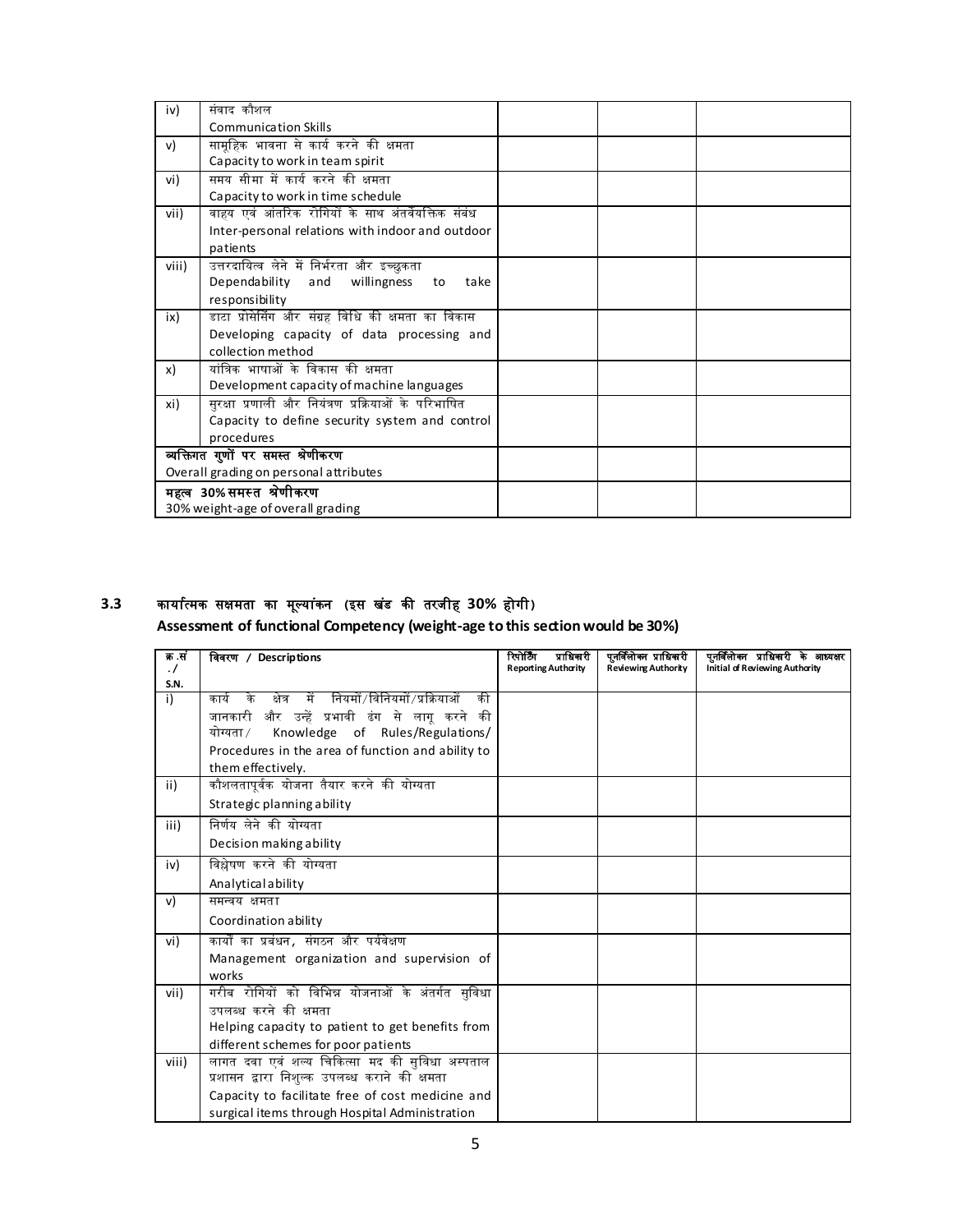| iv) | संवाद कौशल<br>Communication Skills | | | |
|---|---|---|---|---|
| v) | सामूहिक भावना से कार्य करने की क्षमता<br>Capacity to work in team spirit | | | |
| vi) | समय सीमा में कार्य करने की क्षमता<br>Capacity to work in time schedule | | | |
| vii) | वाह्य एवं आंतरिक रोगियों के साथ अंतर्वैयक्तिक संबंध<br>Inter-personal relations with indoor and outdoor patients | | | |
| viii) | उत्तरदायित्व लेने में निर्भरता और इच्छुकता<br>Dependability and willingness to take responsibility | | | |
| ix) | डाटा प्रोसेसिंग और संग्रह विधि की क्षमता का विकास<br>Developing capacity of data processing and collection method | | | |
| x) | यांत्रिक भाषाओं के विकास की क्षमता<br>Development capacity of machine languages | | | |
| xi) | सुरक्षा प्रणाली और नियंत्रण प्रक्रियाओं के परिभाषित<br>Capacity to define security system and control procedures | | | |
| **व्यक्तिगत गुणों पर समस्त श्रेणीकरण**<br>Overall grading on personal attributes | | | | |
| **महत्व 30% समस्त श्रेणीकरण**<br>30% weight-age of overall grading | | | | |

### 3.3 कार्यात्मक सक्षमता का मूल्यांकन (इस खंड की तरजीह 30% होगी)
### Assessment of functional Competency (weight-age to this section would be 30%)

| क्र.सं./ S.N. | विवरण / Descriptions | रिपोर्टिंग प्राधिकारी Reporting Authority | पुनर्विलोकन प्राधिकारी Reviewing Authority | पुनर्विलोकन प्राधिकारी के आद्यक्षर Initial of Reviewing Authority |
|---|---|---|---|---|
| i) | कार्य के क्षेत्र में नियमों/विनियमों/प्रक्रियाओं की जानकारी और उन्हें प्रभावी ढंग से लागू करने की योग्यता/ Knowledge of Rules/Regulations/ Procedures in the area of function and ability to them effectively. | | | |
| ii) | कौशलतापूर्वक योजना तैयार करने की योग्यता<br>Strategic planning ability | | | |
| iii) | निर्णय लेने की योग्यता<br>Decision making ability | | | |
| iv) | विश्लेषण करने की योग्यता<br>Analytical ability | | | |
| v) | समन्वय क्षमता<br>Coordination ability | | | |
| vi) | कार्यों का प्रबंधन, संगठन और पर्यवेक्षण<br>Management organization and supervision of works | | | |
| vii) | गरीब रोगियों को विभिन्न योजनाओं के अंतर्गत सुविधा उपलब्ध करने की क्षमता<br>Helping capacity to patient to get benefits from different schemes for poor patients | | | |
| viii) | लागत दवा एवं शल्य चिकित्सा मद की सुविधा अस्पताल प्रशासन द्वारा निशुल्क उपलब्ध कराने की क्षमता<br>Capacity to facilitate free of cost medicine and surgical items through Hospital Administration | | | |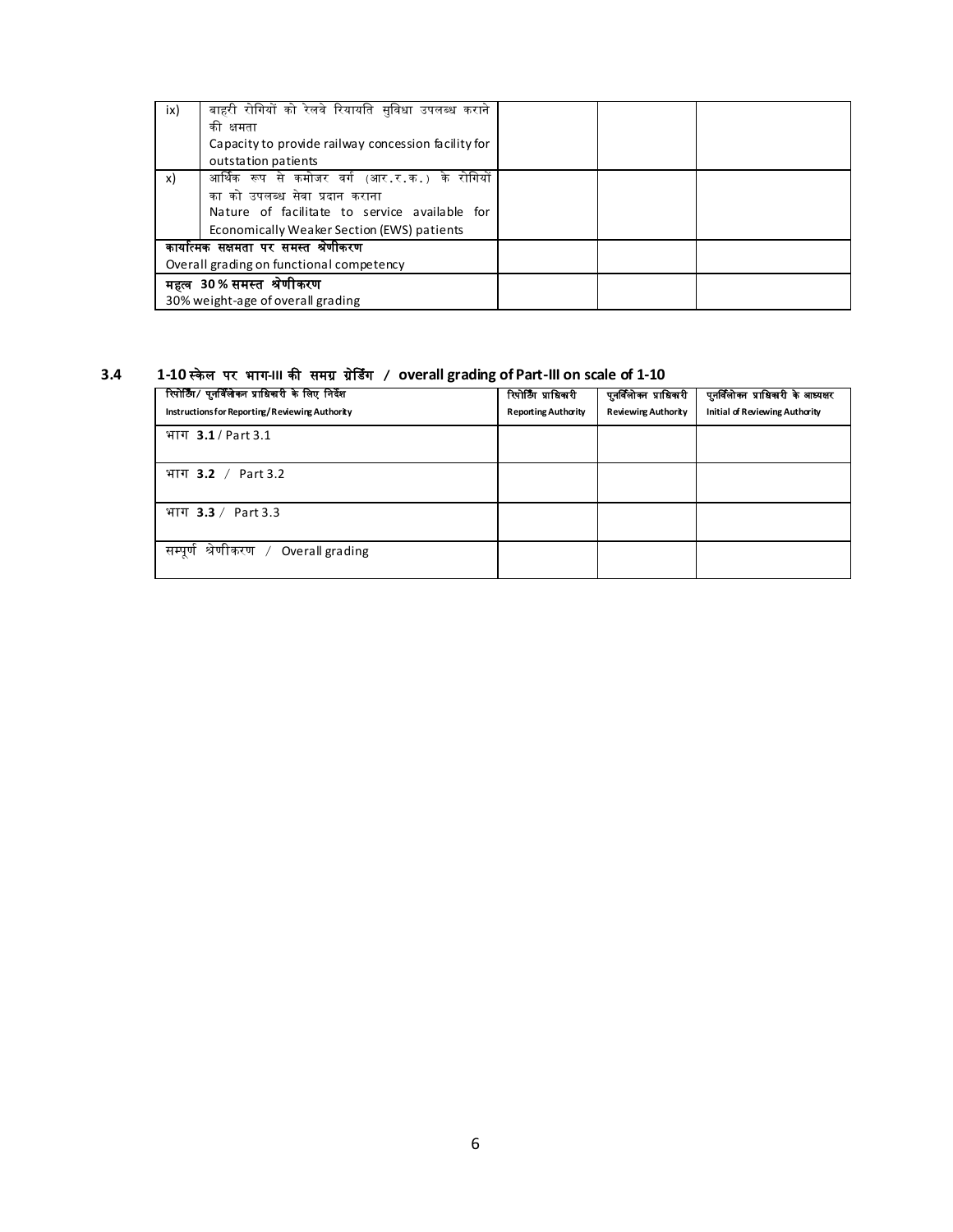| ix) | बाहरी रोगियों को रेलवे रियायति सुविधा उपलब्ध कराने की क्षमता<br>Capacity to provide railway concession facility for outstation patients | | | |
|---|---|---|---|---|
| x) | आर्थिक रूप से कमोजर वर्ग (आर.र.क.) के रोगियों का को उपलब्ध सेवा प्रदान कराना<br>Nature of facilitate to service available for Economically Weaker Section (EWS) patients | | | |
| **कार्यात्मक सक्षमता पर समस्त श्रेणीकरण**<br>Overall grading on functional competency | | | | |
| **महत्व 30 % समस्त श्रेणीकरण**<br>30% weight-age of overall grading | | | | |

## 3.4 1-10 स्केल पर भाग-III की समग्र ग्रेडिंग / overall grading of Part-III on scale of 1-10

| रिपोर्टिंग/ पुनर्विलोकन प्राधिकारी के लिए निर्देश<br>Instructions for Reporting/Reviewing Authority | रिपोर्टिंग प्राधिकारी<br>Reporting Authority | पुनर्विलोकन प्राधिकारी<br>Reviewing Authority | पुनर्विलोकन प्राधिकारी के आद्यक्षर<br>Initial of Reviewing Authority |
|---|---|---|---|
| भाग **3.1** / Part 3.1 | | | |
| भाग **3.2** / Part 3.2 | | | |
| भाग **3.3** / Part 3.3 | | | |
| सम्पूर्ण श्रेणीकरण / Overall grading | | | |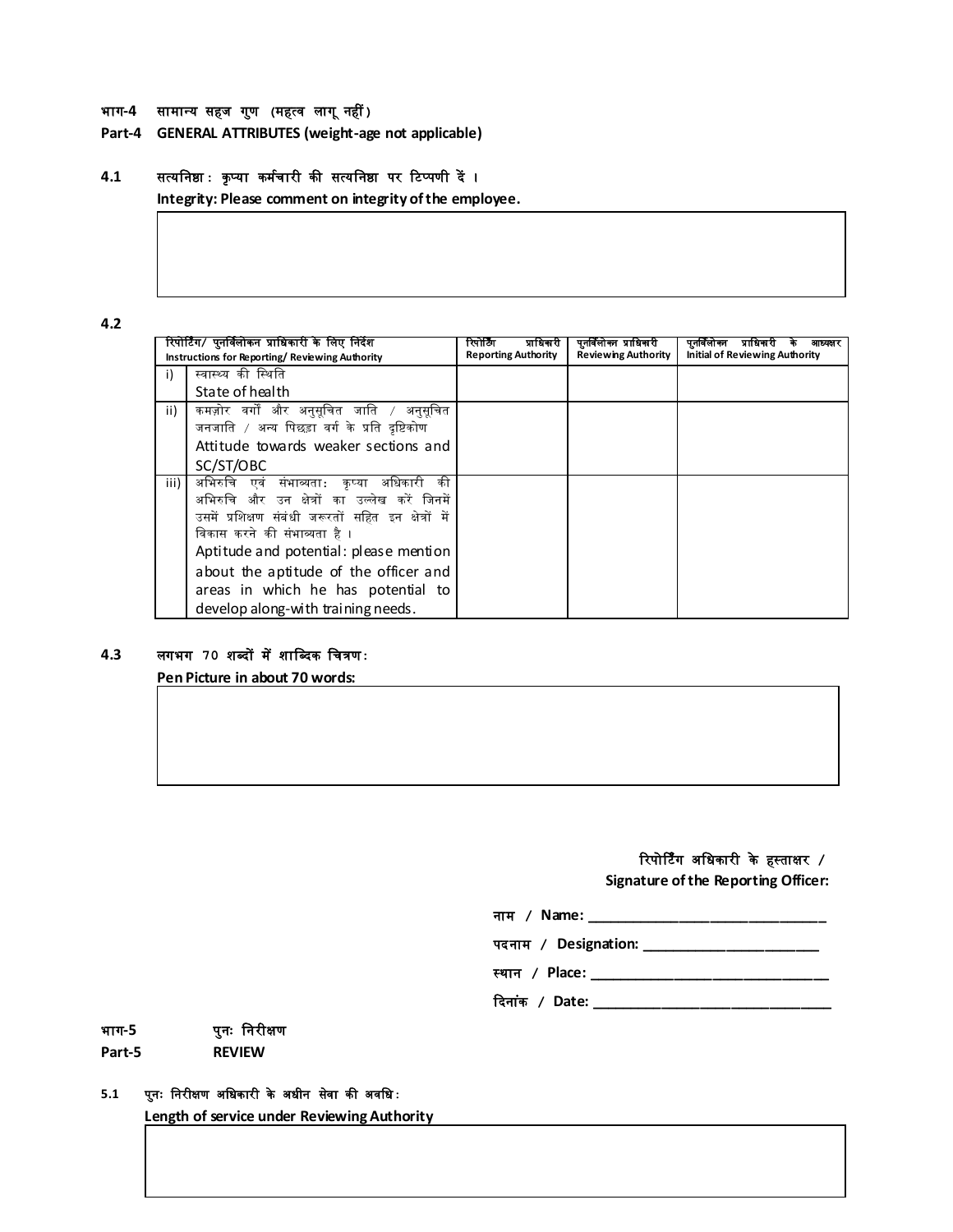## भाग-4 सामान्य सहज गुण (महत्व लागू नहीं)

## Part-4 GENERAL ATTRIBUTES (weight-age not applicable)

**4.1 सत्यनिष्ठा : कृप्या कर्मचारी की सत्यनिष्ठा पर टिप्पणी दें ।**

**Integrity: Please comment on integrity of the employee.**

| |
|---|
| |

**4.2**

| | रिपोर्टिंग/ पुनर्विलोकन प्राधिकारी के लिए निर्देश<br>Instructions for Reporting/ Reviewing Authority | रिपोर्टिंग प्राधिकारी<br>Reporting Authority | पुनर्विलोकन प्राधिकारी<br>Reviewing Authority | पुनर्विलोकन प्राधिकारी के आद्यक्षर<br>Initial of Reviewing Authority |
|---|---|---|---|---|
| i) | स्वास्थ्य की स्थिति<br>State of health | | | |
| ii) | कमज़ोर वर्गों और अनुसूचित जाति / अनुसूचित जनजाति / अन्य पिछड़ा वर्ग के प्रति दृष्टिकोण<br>Attitude towards weaker sections and SC/ST/OBC | | | |
| iii) | अभिरुचि एवं संभाव्यता: कृप्या अधिकारी की अभिरुचि और उन क्षेत्रों का उल्लेख करें जिनमें उसमें प्रशिक्षण संबंधी जरूरतों सहित इन क्षेत्रों में विकास करने की संभाव्यता है ।<br>Aptitude and potential: please mention about the aptitude of the officer and areas in which he has potential to develop along-with training needs. | | | |

**4.3 लगभग 70 शब्दों में शाब्दिक चित्रण:**

**Pen Picture in about 70 words:**

| |
|---|
| |

**रिपोर्टिंग अधिकारी के हस्ताक्षर /**
**Signature of the Reporting Officer:**

नाम / **Name: ______________________________**

पदनाम / **Designation: ______________________**

स्थान / **Place: ______________________________**

दिनांक / **Date: ______________________________**

## भाग-5 पुनः निरीक्षण

## Part-5 REVIEW

**5.1 पुनः निरीक्षण अधिकारी के अधीन सेवा की अवधि:**

**Length of service under Reviewing Authority**

| |
|---|
| |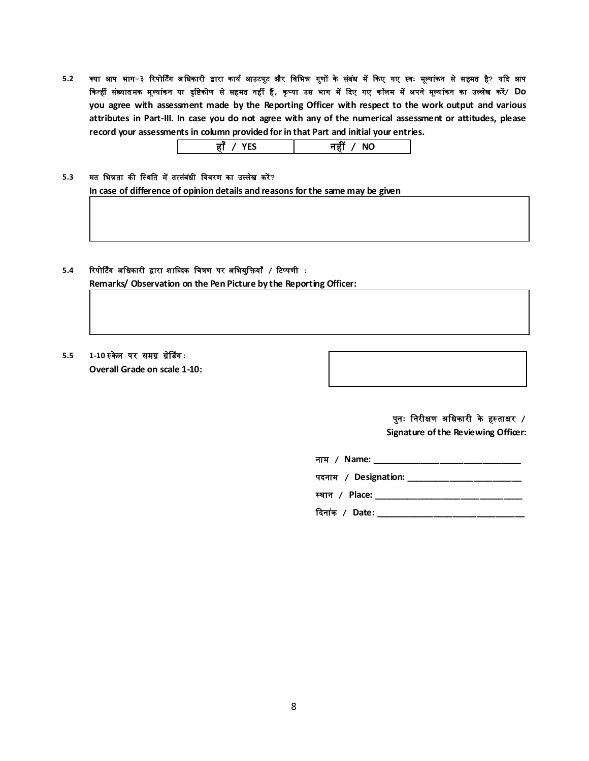**5.2** क्या आप भाग-३ रिपोर्टिंग अधिकारी द्वारा कार्य आउटपुट और विभिन्न गुणों के संबंध में किए गए स्वः मूल्यांकन से सहमत है? यदि आप किन्हीं संख्यातमक मूल्यांकन या दृष्टिकोण से सहमत नहीं हैं, कृप्या उस भाग में दिए गए कॉलम में अपने मूल्यांकन का उल्लेख करें/ **Do you agree with assessment made by the Reporting Officer with respect to the work output and various attributes in Part-III. In case you do not agree with any of the numerical assessment or attitudes, please record your assessments in column provided for in that Part and initial your entries.**

| हाँ / YES | नहीं / NO |
|---|---|

**5.3** मत भिन्नता की स्थिति में तत्संबंधी विवरण का उल्लेख करें?
**In case of difference of opinion details and reasons for the same may be given**

| |
|---|
| |

**5.4** रिपोर्टिंग अधिकारी द्वारा शाब्दिक चित्रण पर अभियुक्तियाँ / टिप्पणी :
**Remarks/ Observation on the Pen Picture by the Reporting Officer:**

| |
|---|
| |

**5.5** 1-10 स्केल पर समग्र ग्रेडिंग :
**Overall Grade on scale 1-10:**

| |
|---|
| |

पुनः निरीक्षण अधिकारी के हस्ताक्षर /
**Signature of the Reviewing Officer:**

नाम / **Name:** ______________________________

पदनाम / **Designation:** ______________________

स्थान / **Place:** ______________________________

दिनांक / **Date:** ______________________________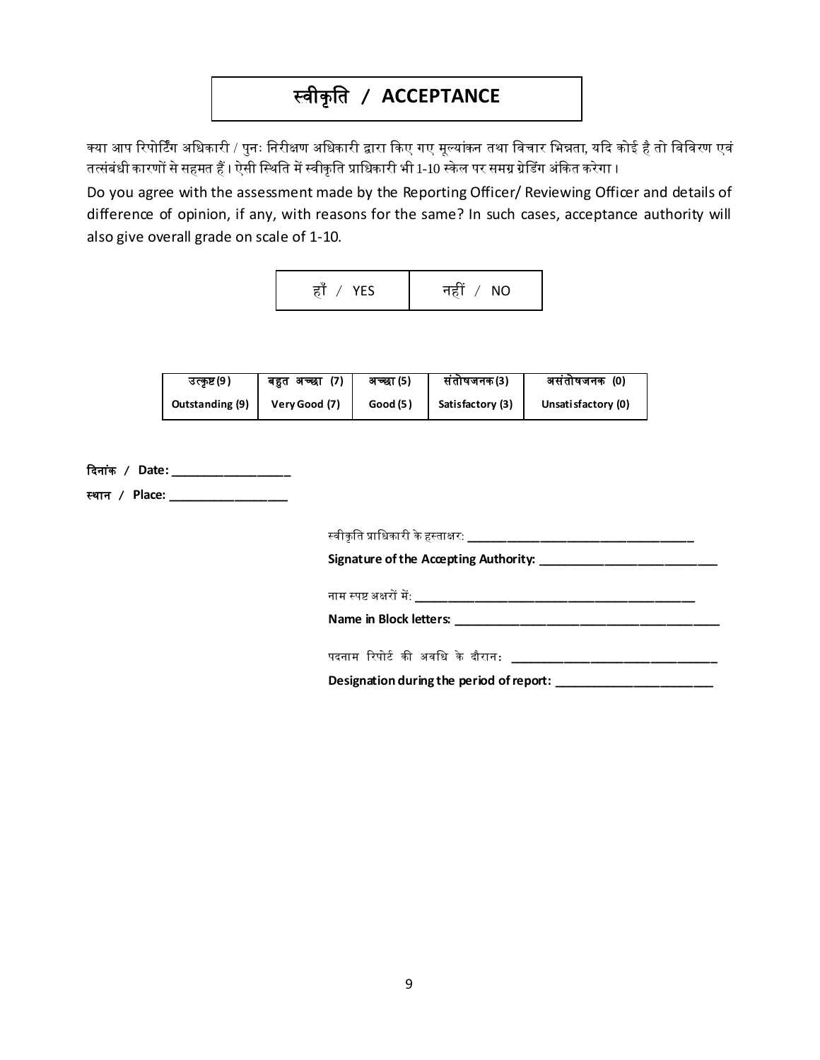# स्वीकृति / ACCEPTANCE

क्या आप रिपोर्टिंग अधिकारी / पुनः निरीक्षण अधिकारी द्वारा किए गए मूल्यांकन तथा विचार भिन्नता, यदि कोई है तो विविरण एवं तत्संबंधी कारणों से सहमत हैं। ऐसी स्थिति में स्वीकृति प्राधिकारी भी 1-10 स्केल पर समग्र ग्रेडिंग अंकित करेगा।

Do you agree with the assessment made by the Reporting Officer/ Reviewing Officer and details of difference of opinion, if any, with reasons for the same? In such cases, acceptance authority will also give overall grade on scale of 1-10.

| हाँ / YES | नहीं / NO |
|---|---|

| उत्कृष्ट (9) | बहुत अच्छा (7) | अच्छा (5) | संतोषजनक (3) | असंतोषजनक (0) |
|---|---|---|---|---|
| Outstanding (9) | Very Good (7) | Good (5) | Satisfactory (3) | Unsatisfactory (0) |

**दिनांक / Date:** ___________________

**स्थान / Place:** ___________________

स्वीकृति प्राधिकारी के हस्ताक्षर: ___________________________________

**Signature of the Accepting Authority:** ___________________________

नाम स्पष्ट अक्षरों में: ___________________________________________

**Name in Block letters:** __________________________________________

पदनाम रिपोर्ट की अवधि के दौरान: _________________________________

**Designation during the period of report:** _________________________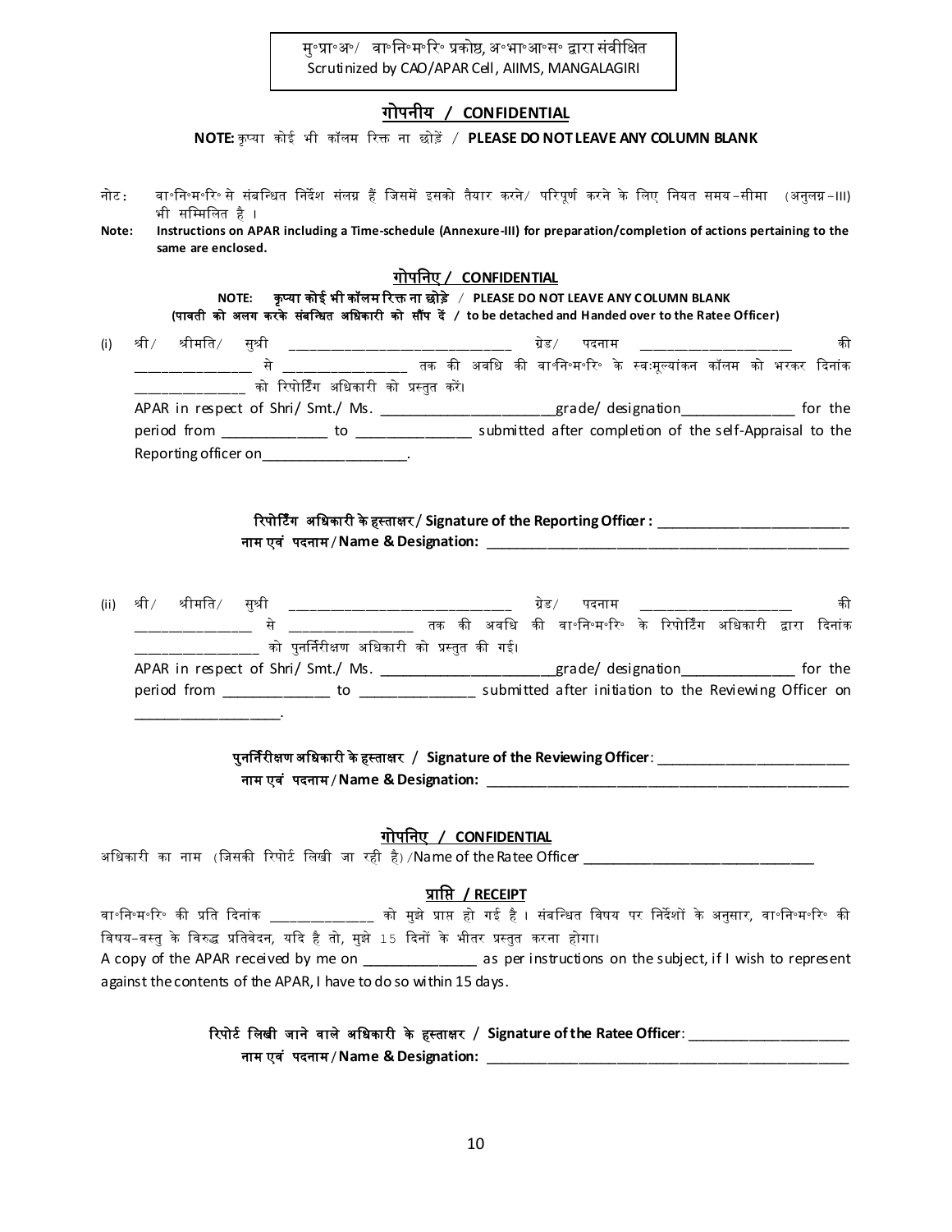मु॰प्रा॰अ॰/ वा॰नि॰म॰रि॰ प्रकोष्ठ, अ॰भा॰आ॰स॰ द्वारा संवीक्षित
Scrutinized by CAO/APAR Cell, AIIMS, MANGALAGIRI

## गोपनीय / CONFIDENTIAL

**NOTE:** कृप्या कोई भी कॉलम रिक्त ना छोड़ें / **PLEASE DO NOT LEAVE ANY COLUMN BLANK**

नोट: वा॰नि॰म॰रि॰ से संबन्धित निर्देश संलग्न हैं जिसमें इसको तैयार करने/ परिपूर्ण करने के लिए नियत समय-सीमा (अनुलग्न-III) भी सम्मिलित है ।

**Note: Instructions on APAR including a Time-schedule (Annexure-III) for preparation/completion of actions pertaining to the same are enclosed.**

## गोपनिए / CONFIDENTIAL

**NOTE: कृप्या कोई भी कॉलम रिक्त ना छोड़े / PLEASE DO NOT LEAVE ANY COLUMN BLANK**

**(पावती को अलग करके संबन्धित अधिकारी को सौंप दें / to be detached and Handed over to the Ratee Officer)**

(i) श्री/ श्रीमति/ सुश्री ______________________________ ग्रेड/ पदनाम ____________________ की ________________ से ________________ तक की अवधि की वा॰नि॰म॰रि॰ के स्वःमूल्यांकन कॉलम को भरकर दिनांक ______________ को रिपोर्टिंग अधिकारी को प्रस्तुत करें।

APAR in respect of Shri/ Smt./ Ms. ______________________grade/ designation______________ for the period from _____________ to ______________ submitted after completion of the self-Appraisal to the Reporting officer on__________________.

**रिपोर्टिंग अधिकारी के हस्ताक्षर / Signature of the Reporting Officer :** ________________________

**नाम एवं पदनाम / Name & Designation:** ______________________________________________

(ii) श्री/ श्रीमति/ सुश्री ______________________________ ग्रेड/ पदनाम ____________________ की ________________ से ________________ तक की अवधि की वा॰नि॰म॰रि॰ के रिपोर्टिंग अधिकारी द्वारा दिनांक ________________ को पुनर्निरीक्षण अधिकारी को प्रस्तुत की गई।

APAR in respect of Shri/ Smt./ Ms. ______________________grade/ designation______________ for the period from _____________ to ______________ submitted after initiation to the Reviewing Officer on __________________.

**पुनर्निरीक्षण अधिकारी के हस्ताक्षर / Signature of the Reviewing Officer**: ________________________

**नाम एवं पदनाम / Name & Designation:** ______________________________________________

## गोपनिए / CONFIDENTIAL

अधिकारी का नाम (जिसकी रिपोर्ट लिखी जा रही है)/Name of the Ratee Officer ______________________________

## प्राप्ति / RECEIPT

वा॰नि॰म॰रि॰ की प्रति दिनांक _____________ को मुझे प्राप्त हो गई है । संबन्धित विषय पर निर्देशों के अनुसार, वा॰नि॰म॰रि॰ की विषय-वस्तु के विरुद्ध प्रतिवेदन, यदि है तो, मुझे 15 दिनों के भीतर प्रस्तुत करना होगा।

A copy of the APAR received by me on ______________ as per instructions on the subject, if I wish to represent against the contents of the APAR, I have to do so within 15 days.

**रिपोर्ट लिखी जाने वाले अधिकारी के हस्ताक्षर / Signature of the Ratee Officer**: ____________________

**नाम एवं पदनाम / Name & Designation:** ______________________________________________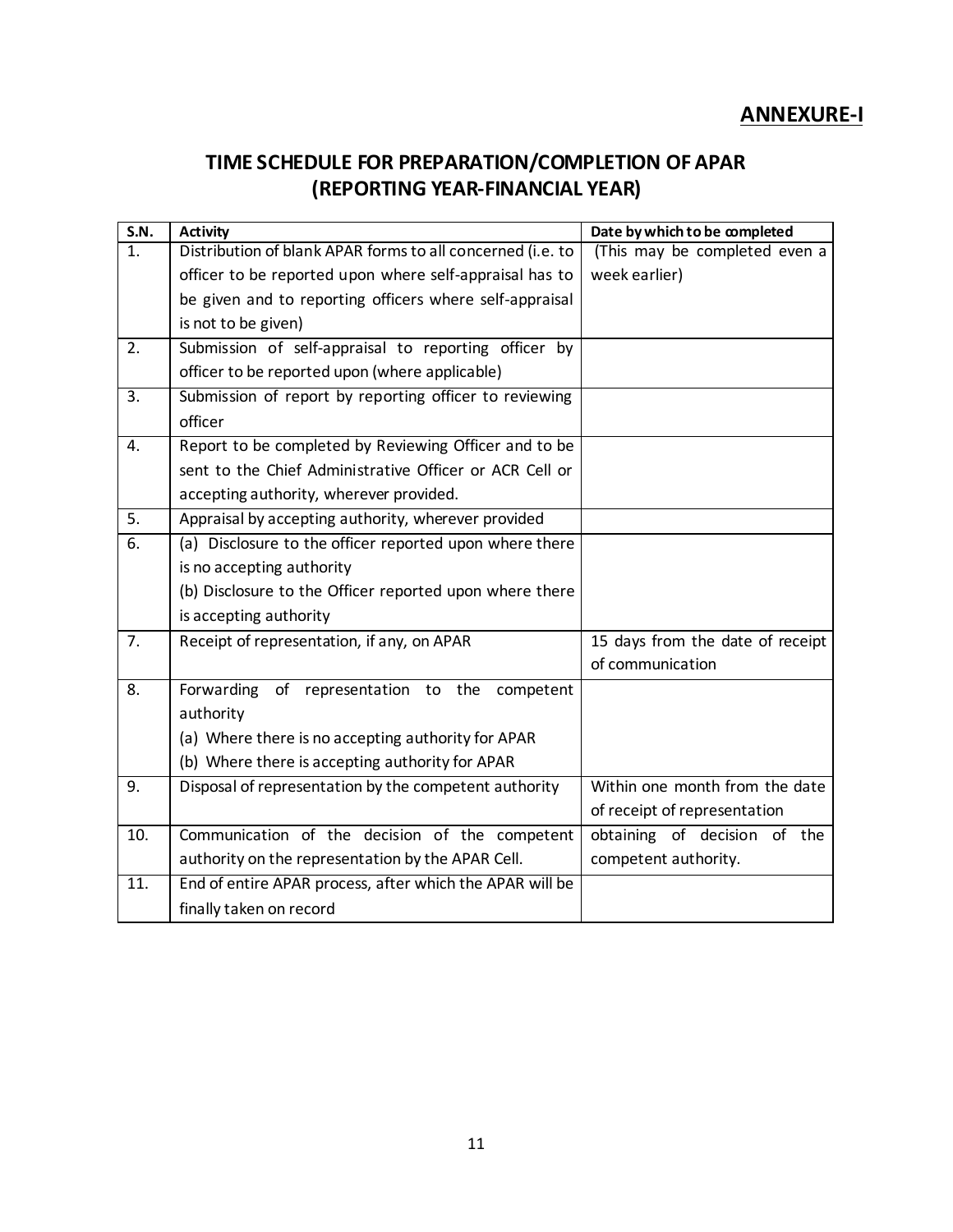**ANNEXURE-I**

## TIME SCHEDULE FOR PREPARATION/COMPLETION OF APAR (REPORTING YEAR-FINANCIAL YEAR)

| S.N. | Activity | Date by which to be completed |
|---|---|---|
| 1. | Distribution of blank APAR forms to all concerned (i.e. to officer to be reported upon where self-appraisal has to be given and to reporting officers where self-appraisal is not to be given) | (This may be completed even a week earlier) |
| 2. | Submission of self-appraisal to reporting officer by officer to be reported upon (where applicable) | |
| 3. | Submission of report by reporting officer to reviewing officer | |
| 4. | Report to be completed by Reviewing Officer and to be sent to the Chief Administrative Officer or ACR Cell or accepting authority, wherever provided. | |
| 5. | Appraisal by accepting authority, wherever provided | |
| 6. | (a) Disclosure to the officer reported upon where there is no accepting authority<br>(b) Disclosure to the Officer reported upon where there is accepting authority | |
| 7. | Receipt of representation, if any, on APAR | 15 days from the date of receipt of communication |
| 8. | Forwarding of representation to the competent authority<br>(a) Where there is no accepting authority for APAR<br>(b) Where there is accepting authority for APAR | |
| 9. | Disposal of representation by the competent authority | Within one month from the date of receipt of representation |
| 10. | Communication of the decision of the competent authority on the representation by the APAR Cell. | obtaining of decision of the competent authority. |
| 11. | End of entire APAR process, after which the APAR will be finally taken on record | |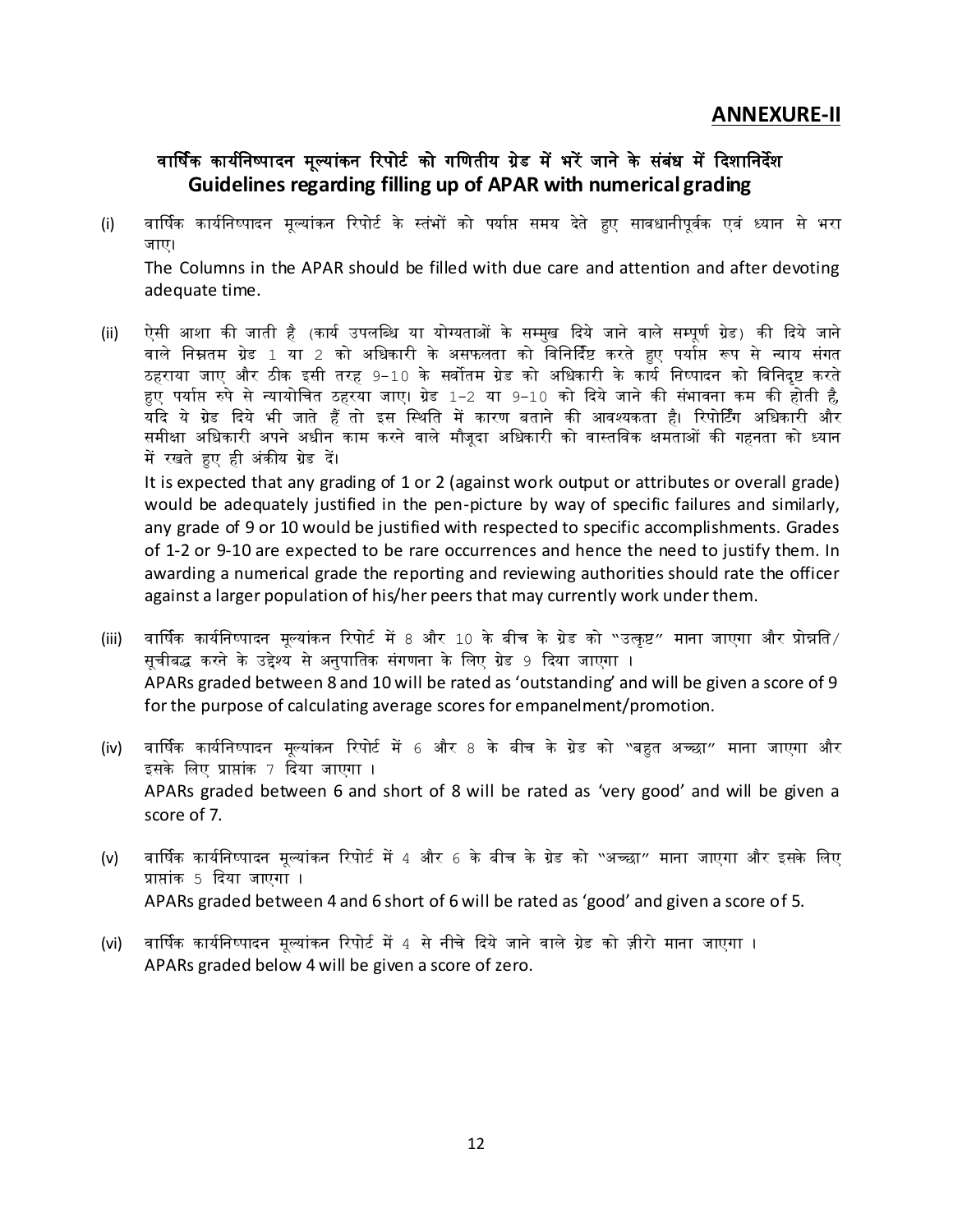**ANNEXURE-II**

## वार्षिक कार्यनिष्पादन मूल्यांकन रिपोर्ट को गणितीय ग्रेड में भरें जाने के संबंध में दिशानिर्देश
## Guidelines regarding filling up of APAR with numerical grading

(i) वार्षिक कार्यनिष्पादन मूल्यांकन रिपोर्ट के स्तंभों को पर्याप्त समय देते हुए सावधानीपूर्वक एवं ध्यान से भरा जाए।

The Columns in the APAR should be filled with due care and attention and after devoting adequate time.

(ii) ऐसी आशा की जाती है (कार्य उपलब्धि या योग्यताओं के सम्मुख दिये जाने वाले सम्पूर्ण ग्रेड) की दिये जाने वाले निम्नतम ग्रेड 1 या 2 को अधिकारी के असफलता को विनिर्दिष्ट करते हुए पर्याप्त रूप से न्याय संगत ठहराया जाए और ठीक इसी तरह 9-10 के सर्वोत्तम ग्रेड को अधिकारी के कार्य निष्पादन को विनिदृष्ट करते हुए पर्याप्त रुपे से न्यायोचित ठहराया जाए। ग्रेड 1-2 या 9-10 को दिये जाने की संभावना कम की होती है, यदि ये ग्रेड दिये भी जाते हैं तो इस स्थिति में कारण बताने की आवश्यकता है। रिपोर्टिंग अधिकारी और समीक्षा अधिकारी अपने अधीन काम करने वाले मौजूदा अधिकारी को वास्तविक क्षमताओं की गहनता को ध्यान में रखते हुए ही अंकीय ग्रेड दें।

It is expected that any grading of 1 or 2 (against work output or attributes or overall grade) would be adequately justified in the pen-picture by way of specific failures and similarly, any grade of 9 or 10 would be justified with respected to specific accomplishments. Grades of 1-2 or 9-10 are expected to be rare occurrences and hence the need to justify them. In awarding a numerical grade the reporting and reviewing authorities should rate the officer against a larger population of his/her peers that may currently work under them.

(iii) वार्षिक कार्यनिष्पादन मूल्यांकन रिपोर्ट में 8 और 10 के बीच के ग्रेड को "उत्कृष्ट" माना जाएगा और प्रोन्नति/सूचीबद्ध करने के उद्देश्य से अनुपातिक संगणना के लिए ग्रेड 9 दिया जाएगा ।

APARs graded between 8 and 10 will be rated as 'outstanding' and will be given a score of 9 for the purpose of calculating average scores for empanelment/promotion.

(iv) वार्षिक कार्यनिष्पादन मूल्यांकन रिपोर्ट में 6 और 8 के बीच के ग्रेड को "बहुत अच्छा" माना जाएगा और इसके लिए प्राप्तांक 7 दिया जाएगा ।

APARs graded between 6 and short of 8 will be rated as 'very good' and will be given a score of 7.

(v) वार्षिक कार्यनिष्पादन मूल्यांकन रिपोर्ट में 4 और 6 के बीच के ग्रेड को "अच्छा" माना जाएगा और इसके लिए प्राप्तांक 5 दिया जाएगा ।

APARs graded between 4 and 6 short of 6 will be rated as 'good' and given a score of 5.

(vi) वार्षिक कार्यनिष्पादन मूल्यांकन रिपोर्ट में 4 से नीचे दिये जाने वाले ग्रेड को ज़ीरो माना जाएगा ।

APARs graded below 4 will be given a score of zero.